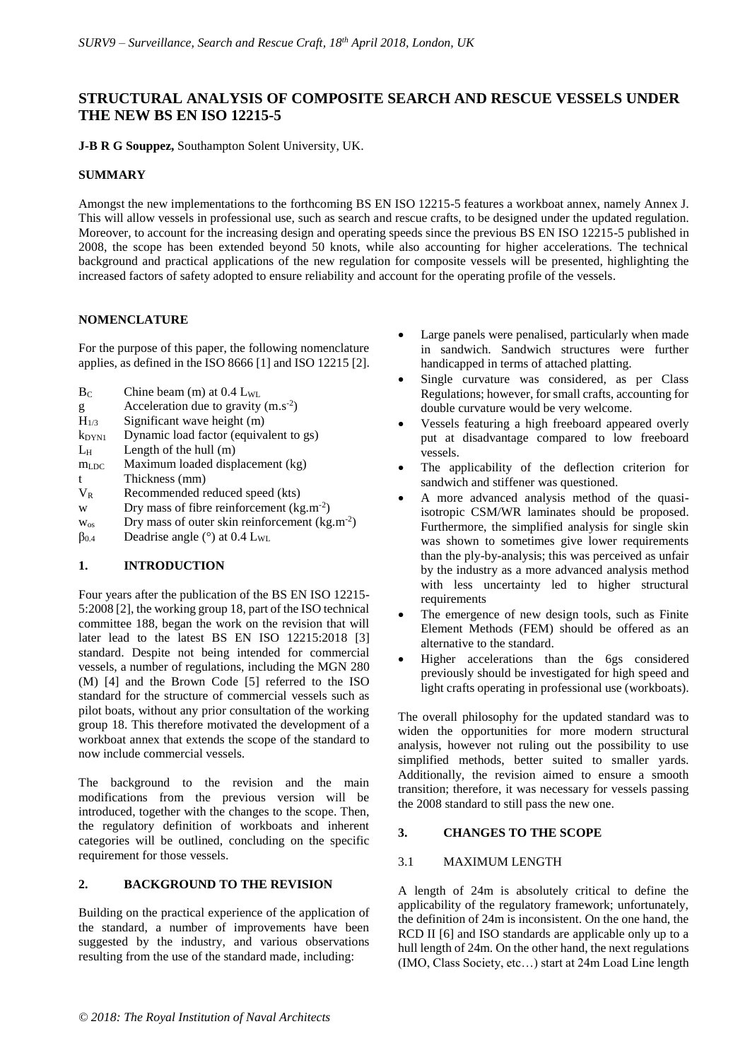# STRUCTURAL ANALYSIS OF COMPOSITE SEARCH AND RESCUE VESSELS UNDER THE NEW BS EN ISO 12215-5

**J-B R G Souppez,** Southampton Solent University, UK.

## SUMMARY

Amongst the new implementations to the forthcoming BS EN ISO 12215-5 features a workboat annex, namely Annex J. This will allow vessels in professional use, such as search and rescue crafts, to be designed under the updated regulation. Moreover, to account for the increasing design and operating speeds since the previous BS EN ISO 12215-5 published in 2008, the scope has been extended beyond 50 knots, while also accounting for higher accelerations. The technical background and practical applications of the new regulation for composite vessels will be presented, highlighting the increased factors of safety adopted to ensure reliability and account for the operating profile of the vessels.

## NOMENCLATURE

For the purpose of this paper, the following nomenclature applies, as defined in the ISO 8666 [1] and ISO 12215 [2].

| | |
|---|---|
| $B_C$ | Chine beam (m) at 0.4 $L_{WL}$ |
| $g$ | Acceleration due to gravity ($m.s^{-2}$) |
| $H_{1/3}$ | Significant wave height (m) |
| $k_{DYN1}$ | Dynamic load factor (equivalent to gs) |
| $L_H$ | Length of the hull (m) |
| $m_{LDC}$ | Maximum loaded displacement (kg) |
| $t$ | Thickness (mm) |
| $V_R$ | Recommended reduced speed (kts) |
| $w$ | Dry mass of fibre reinforcement ($kg.m^{-2}$) |
| $w_{os}$ | Dry mass of outer skin reinforcement ($kg.m^{-2}$) |
| $\beta_{0.4}$ | Deadrise angle (°) at 0.4 $L_{WL}$ |

## 1. INTRODUCTION

Four years after the publication of the BS EN ISO 12215-5:2008 [2], the working group 18, part of the ISO technical committee 188, began the work on the revision that will later lead to the latest BS EN ISO 12215:2018 [3] standard. Despite not being intended for commercial vessels, a number of regulations, including the MGN 280 (M) [4] and the Brown Code [5] referred to the ISO standard for the structure of commercial vessels such as pilot boats, without any prior consultation of the working group 18. This therefore motivated the development of a workboat annex that extends the scope of the standard to now include commercial vessels.

The background to the revision and the main modifications from the previous version will be introduced, together with the changes to the scope. Then, the regulatory definition of workboats and inherent categories will be outlined, concluding on the specific requirement for those vessels.

## 2. BACKGROUND TO THE REVISION

Building on the practical experience of the application of the standard, a number of improvements have been suggested by the industry, and various observations resulting from the use of the standard made, including:

- Large panels were penalised, particularly when made in sandwich. Sandwich structures were further handicapped in terms of attached platting.
- Single curvature was considered, as per Class Regulations; however, for small crafts, accounting for double curvature would be very welcome.
- Vessels featuring a high freeboard appeared overly put at disadvantage compared to low freeboard vessels.
- The applicability of the deflection criterion for sandwich and stiffener was questioned.
- A more advanced analysis method of the quasi-isotropic CSM/WR laminates should be proposed. Furthermore, the simplified analysis for single skin was shown to sometimes give lower requirements than the ply-by-analysis; this was perceived as unfair by the industry as a more advanced analysis method with less uncertainty led to higher structural requirements
- The emergence of new design tools, such as Finite Element Methods (FEM) should be offered as an alternative to the standard.
- Higher accelerations than the 6gs considered previously should be investigated for high speed and light crafts operating in professional use (workboats).

The overall philosophy for the updated standard was to widen the opportunities for more modern structural analysis, however not ruling out the possibility to use simplified methods, better suited to smaller yards. Additionally, the revision aimed to ensure a smooth transition; therefore, it was necessary for vessels passing the 2008 standard to still pass the new one.

## 3. CHANGES TO THE SCOPE

### 3.1 MAXIMUM LENGTH

A length of 24m is absolutely critical to define the applicability of the regulatory framework; unfortunately, the definition of 24m is inconsistent. On the one hand, the RCD II [6] and ISO standards are applicable only up to a hull length of 24m. On the other hand, the next regulations (IMO, Class Society, etc…) start at 24m Load Line length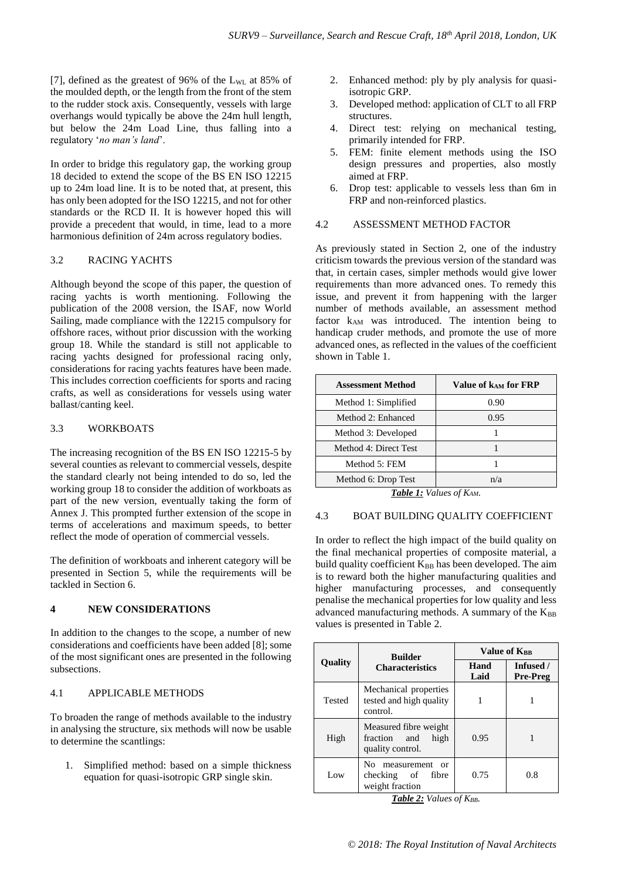[7], defined as the greatest of 96% of the $L_{WL}$ at 85% of the moulded depth, or the length from the front of the stem to the rudder stock axis. Consequently, vessels with large overhangs would typically be above the 24m hull length, but below the 24m Load Line, thus falling into a regulatory '*no man's land*'.

In order to bridge this regulatory gap, the working group 18 decided to extend the scope of the BS EN ISO 12215 up to 24m load line. It is to be noted that, at present, this has only been adopted for the ISO 12215, and not for other standards or the RCD II. It is however hoped this will provide a precedent that would, in time, lead to a more harmonious definition of 24m across regulatory bodies.

### 3.2 RACING YACHTS

Although beyond the scope of this paper, the question of racing yachts is worth mentioning. Following the publication of the 2008 version, the ISAF, now World Sailing, made compliance with the 12215 compulsory for offshore races, without prior discussion with the working group 18. While the standard is still not applicable to racing yachts designed for professional racing only, considerations for racing yachts features have been made. This includes correction coefficients for sports and racing crafts, as well as considerations for vessels using water ballast/canting keel.

### 3.3 WORKBOATS

The increasing recognition of the BS EN ISO 12215-5 by several counties as relevant to commercial vessels, despite the standard clearly not being intended to do so, led the working group 18 to consider the addition of workboats as part of the new version, eventually taking the form of Annex J. This prompted further extension of the scope in terms of accelerations and maximum speeds, to better reflect the mode of operation of commercial vessels.

The definition of workboats and inherent category will be presented in Section 5, while the requirements will be tackled in Section 6.

## 4 NEW CONSIDERATIONS

In addition to the changes to the scope, a number of new considerations and coefficients have been added [8]; some of the most significant ones are presented in the following subsections.

### 4.1 APPLICABLE METHODS

To broaden the range of methods available to the industry in analysing the structure, six methods will now be usable to determine the scantlings:

1. Simplified method: based on a simple thickness equation for quasi-isotropic GRP single skin.
2. Enhanced method: ply by ply analysis for quasi-isotropic GRP.
3. Developed method: application of CLT to all FRP structures.
4. Direct test: relying on mechanical testing, primarily intended for FRP.
5. FEM: finite element methods using the ISO design pressures and properties, also mostly aimed at FRP.
6. Drop test: applicable to vessels less than 6m in FRP and non-reinforced plastics.

### 4.2 ASSESSMENT METHOD FACTOR

As previously stated in Section 2, one of the industry criticism towards the previous version of the standard was that, in certain cases, simpler methods would give lower requirements than more advanced ones. To remedy this issue, and prevent it from happening with the larger number of methods available, an assessment method factor $k_{AM}$ was introduced. The intention being to handicap cruder methods, and promote the use of more advanced ones, as reflected in the values of the coefficient shown in Table 1.

| Assessment Method | Value of $k_{AM}$ for FRP |
|---|---|
| Method 1: Simplified | 0.90 |
| Method 2: Enhanced | 0.95 |
| Method 3: Developed | 1 |
| Method 4: Direct Test | 1 |
| Method 5: FEM | 1 |
| Method 6: Drop Test | n/a |

***Table 1:*** *Values of $K_{AM}$.*

### 4.3 BOAT BUILDING QUALITY COEFFICIENT

In order to reflect the high impact of the build quality on the final mechanical properties of composite material, a build quality coefficient $K_{BB}$ has been developed. The aim is to reward both the higher manufacturing qualities and higher manufacturing processes, and consequently penalise the mechanical properties for low quality and less advanced manufacturing methods. A summary of the $K_{BB}$ values is presented in Table 2.

| Quality | Builder Characteristics | Value of $K_{BB}$ | |
|---|---|---|---|
| | | Hand Laid | Infused / Pre-Preg |
| Tested | Mechanical properties tested and high quality control. | 1 | 1 |
| High | Measured fibre weight fraction and high quality control. | 0.95 | 1 |
| Low | No measurement or checking of fibre weight fraction | 0.75 | 0.8 |

***Table 2:*** *Values of $K_{BB}$.*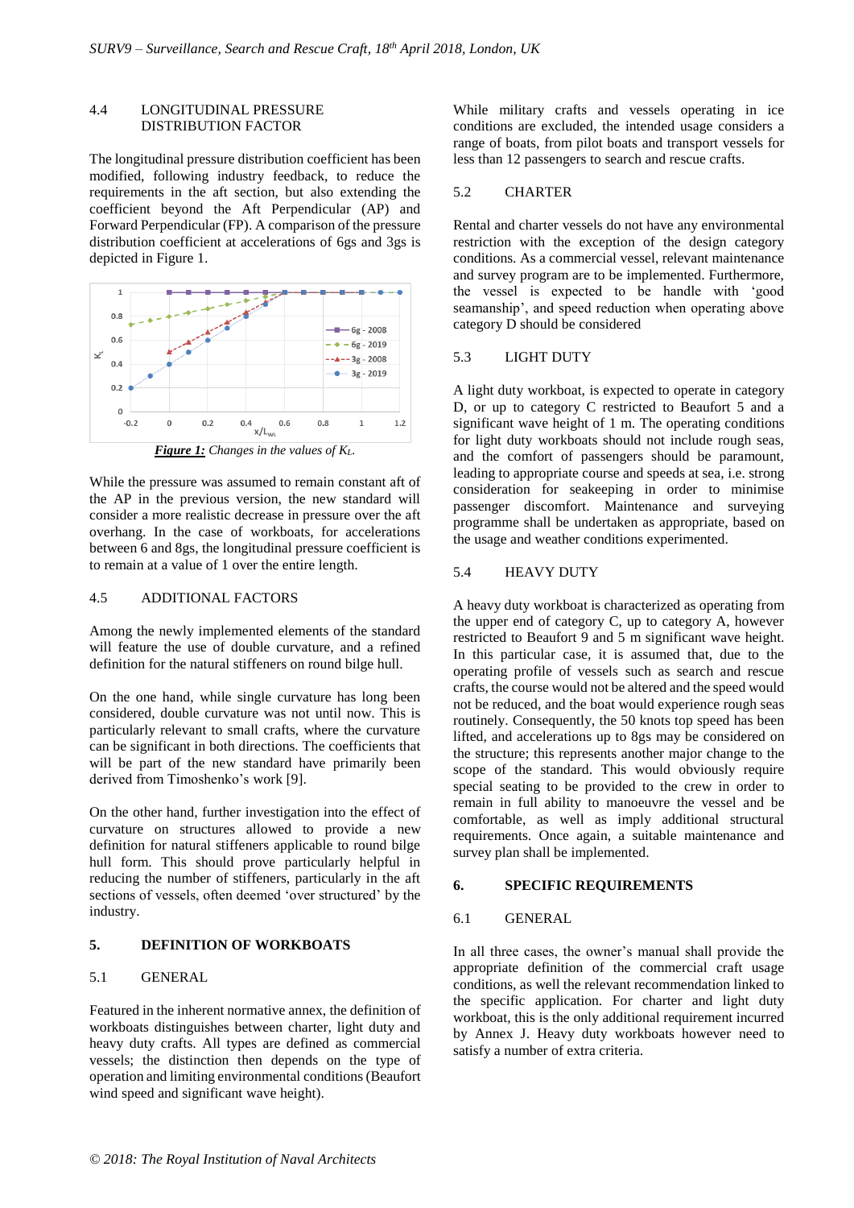### 4.4 LONGITUDINAL PRESSURE DISTRIBUTION FACTOR

The longitudinal pressure distribution coefficient has been modified, following industry feedback, to reduce the requirements in the aft section, but also extending the coefficient beyond the Aft Perpendicular (AP) and Forward Perpendicular (FP). A comparison of the pressure distribution coefficient at accelerations of 6gs and 3gs is depicted in Figure 1.

***Figure 1:*** *Changes in the values of $K_L$.*

While the pressure was assumed to remain constant aft of the AP in the previous version, the new standard will consider a more realistic decrease in pressure over the aft overhang. In the case of workboats, for accelerations between 6 and 8gs, the longitudinal pressure coefficient is to remain at a value of 1 over the entire length.

### 4.5 ADDITIONAL FACTORS

Among the newly implemented elements of the standard will feature the use of double curvature, and a refined definition for the natural stiffeners on round bilge hull.

On the one hand, while single curvature has long been considered, double curvature was not until now. This is particularly relevant to small crafts, where the curvature can be significant in both directions. The coefficients that will be part of the new standard have primarily been derived from Timoshenko's work [9].

On the other hand, further investigation into the effect of curvature on structures allowed to provide a new definition for natural stiffeners applicable to round bilge hull form. This should prove particularly helpful in reducing the number of stiffeners, particularly in the aft sections of vessels, often deemed 'over structured' by the industry.

## 5. DEFINITION OF WORKBOATS

### 5.1 GENERAL

Featured in the inherent normative annex, the definition of workboats distinguishes between charter, light duty and heavy duty crafts. All types are defined as commercial vessels; the distinction then depends on the type of operation and limiting environmental conditions (Beaufort wind speed and significant wave height).

While military crafts and vessels operating in ice conditions are excluded, the intended usage considers a range of boats, from pilot boats and transport vessels for less than 12 passengers to search and rescue crafts.

### 5.2 CHARTER

Rental and charter vessels do not have any environmental restriction with the exception of the design category conditions. As a commercial vessel, relevant maintenance and survey program are to be implemented. Furthermore, the vessel is expected to be handle with 'good seamanship', and speed reduction when operating above category D should be considered

### 5.3 LIGHT DUTY

A light duty workboat, is expected to operate in category D, or up to category C restricted to Beaufort 5 and a significant wave height of 1 m. The operating conditions for light duty workboats should not include rough seas, and the comfort of passengers should be paramount, leading to appropriate course and speeds at sea, i.e. strong consideration for seakeeping in order to minimise passenger discomfort. Maintenance and surveying programme shall be undertaken as appropriate, based on the usage and weather conditions experimented.

### 5.4 HEAVY DUTY

A heavy duty workboat is characterized as operating from the upper end of category C, up to category A, however restricted to Beaufort 9 and 5 m significant wave height. In this particular case, it is assumed that, due to the operating profile of vessels such as search and rescue crafts, the course would not be altered and the speed would not be reduced, and the boat would experience rough seas routinely. Consequently, the 50 knots top speed has been lifted, and accelerations up to 8gs may be considered on the structure; this represents another major change to the scope of the standard. This would obviously require special seating to be provided to the crew in order to remain in full ability to manoeuvre the vessel and be comfortable, as well as imply additional structural requirements. Once again, a suitable maintenance and survey plan shall be implemented.

## 6. SPECIFIC REQUIREMENTS

### 6.1 GENERAL

In all three cases, the owner's manual shall provide the appropriate definition of the commercial craft usage conditions, as well the relevant recommendation linked to the specific application. For charter and light duty workboat, this is the only additional requirement incurred by Annex J. Heavy duty workboats however need to satisfy a number of extra criteria.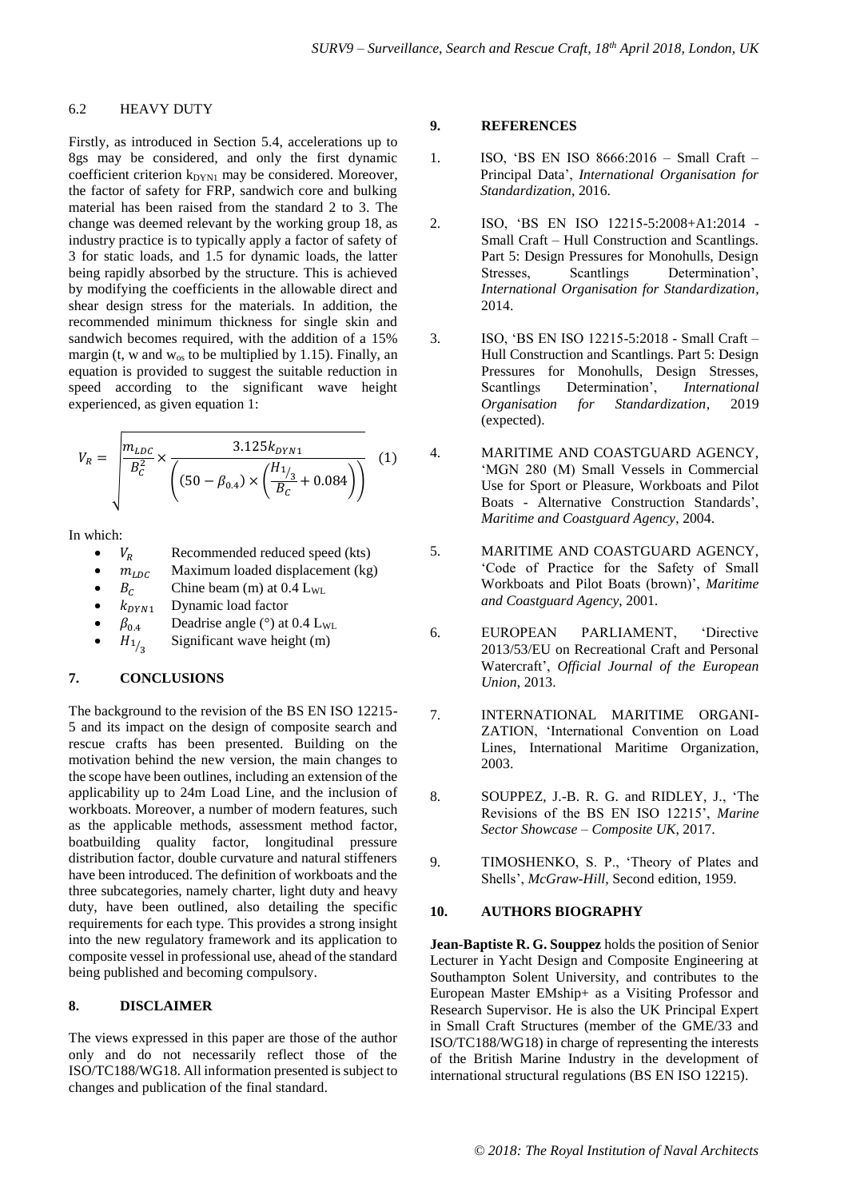### 6.2 HEAVY DUTY

Firstly, as introduced in Section 5.4, accelerations up to 8gs may be considered, and only the first dynamic coefficient criterion $k_{DYN1}$ may be considered. Moreover, the factor of safety for FRP, sandwich core and bulking material has been raised from the standard 2 to 3. The change was deemed relevant by the working group 18, as industry practice is to typically apply a factor of safety of 3 for static loads, and 1.5 for dynamic loads, the latter being rapidly absorbed by the structure. This is achieved by modifying the coefficients in the allowable direct and shear design stress for the materials. In addition, the recommended minimum thickness for single skin and sandwich becomes required, with the addition of a 15% margin (t, w and $w_{os}$ to be multiplied by 1.15). Finally, an equation is provided to suggest the suitable reduction in speed according to the significant wave height experienced, as given equation 1:

$$V_R = \sqrt{\frac{m_{LDC}}{B_C^2} \times \frac{3.125 k_{DYN1}}{\left( (50 - \beta_{0.4}) \times \left( \frac{H_{1/3}}{B_C} + 0.084 \right) \right)}} \quad (1)$$

In which:

- $V_R$ Recommended reduced speed (kts)
- $m_{LDC}$ Maximum loaded displacement (kg)
- $B_C$ Chine beam (m) at 0.4 $L_{WL}$
- $k_{DYN1}$ Dynamic load factor
- $\beta_{0.4}$ Deadrise angle (°) at 0.4 $L_{WL}$
- $H_{1/3}$ Significant wave height (m)

## 7. CONCLUSIONS

The background to the revision of the BS EN ISO 12215-5 and its impact on the design of composite search and rescue crafts has been presented. Building on the motivation behind the new version, the main changes to the scope have been outlines, including an extension of the applicability up to 24m Load Line, and the inclusion of workboats. Moreover, a number of modern features, such as the applicable methods, assessment method factor, boatbuilding quality factor, longitudinal pressure distribution factor, double curvature and natural stiffeners have been introduced. The definition of workboats and the three subcategories, namely charter, light duty and heavy duty, have been outlined, also detailing the specific requirements for each type. This provides a strong insight into the new regulatory framework and its application to composite vessel in professional use, ahead of the standard being published and becoming compulsory.

## 8. DISCLAIMER

The views expressed in this paper are those of the author only and do not necessarily reflect those of the ISO/TC188/WG18. All information presented is subject to changes and publication of the final standard.

## 9. REFERENCES

1. ISO, 'BS EN ISO 8666:2016 – Small Craft – Principal Data', *International Organisation for Standardization*, 2016.
2. ISO, 'BS EN ISO 12215-5:2008+A1:2014 - Small Craft – Hull Construction and Scantlings. Part 5: Design Pressures for Monohulls, Design Stresses, Scantlings Determination', *International Organisation for Standardization*, 2014.
3. ISO, 'BS EN ISO 12215-5:2018 - Small Craft – Hull Construction and Scantlings. Part 5: Design Pressures for Monohulls, Design Stresses, Scantlings Determination', *International Organisation for Standardization*, 2019 (expected).
4. MARITIME AND COASTGUARD AGENCY, 'MGN 280 (M) Small Vessels in Commercial Use for Sport or Pleasure, Workboats and Pilot Boats - Alternative Construction Standards', *Maritime and Coastguard Agency*, 2004.
5. MARITIME AND COASTGUARD AGENCY, 'Code of Practice for the Safety of Small Workboats and Pilot Boats (brown)', *Maritime and Coastguard Agency*, 2001.
6. EUROPEAN PARLIAMENT, 'Directive 2013/53/EU on Recreational Craft and Personal Watercraft', *Official Journal of the European Union*, 2013.
7. INTERNATIONAL MARITIME ORGANIZATION, 'International Convention on Load Lines, International Maritime Organization, 2003.
8. SOUPPEZ, J.-B. R. G. and RIDLEY, J., 'The Revisions of the BS EN ISO 12215', *Marine Sector Showcase – Composite UK*, 2017.
9. TIMOSHENKO, S. P., 'Theory of Plates and Shells', *McGraw-Hill*, Second edition, 1959.

## 10. AUTHORS BIOGRAPHY

**Jean-Baptiste R. G. Souppez** holds the position of Senior Lecturer in Yacht Design and Composite Engineering at Southampton Solent University, and contributes to the European Master EMship+ as a Visiting Professor and Research Supervisor. He is also the UK Principal Expert in Small Craft Structures (member of the GME/33 and ISO/TC188/WG18) in charge of representing the interests of the British Marine Industry in the development of international structural regulations (BS EN ISO 12215).